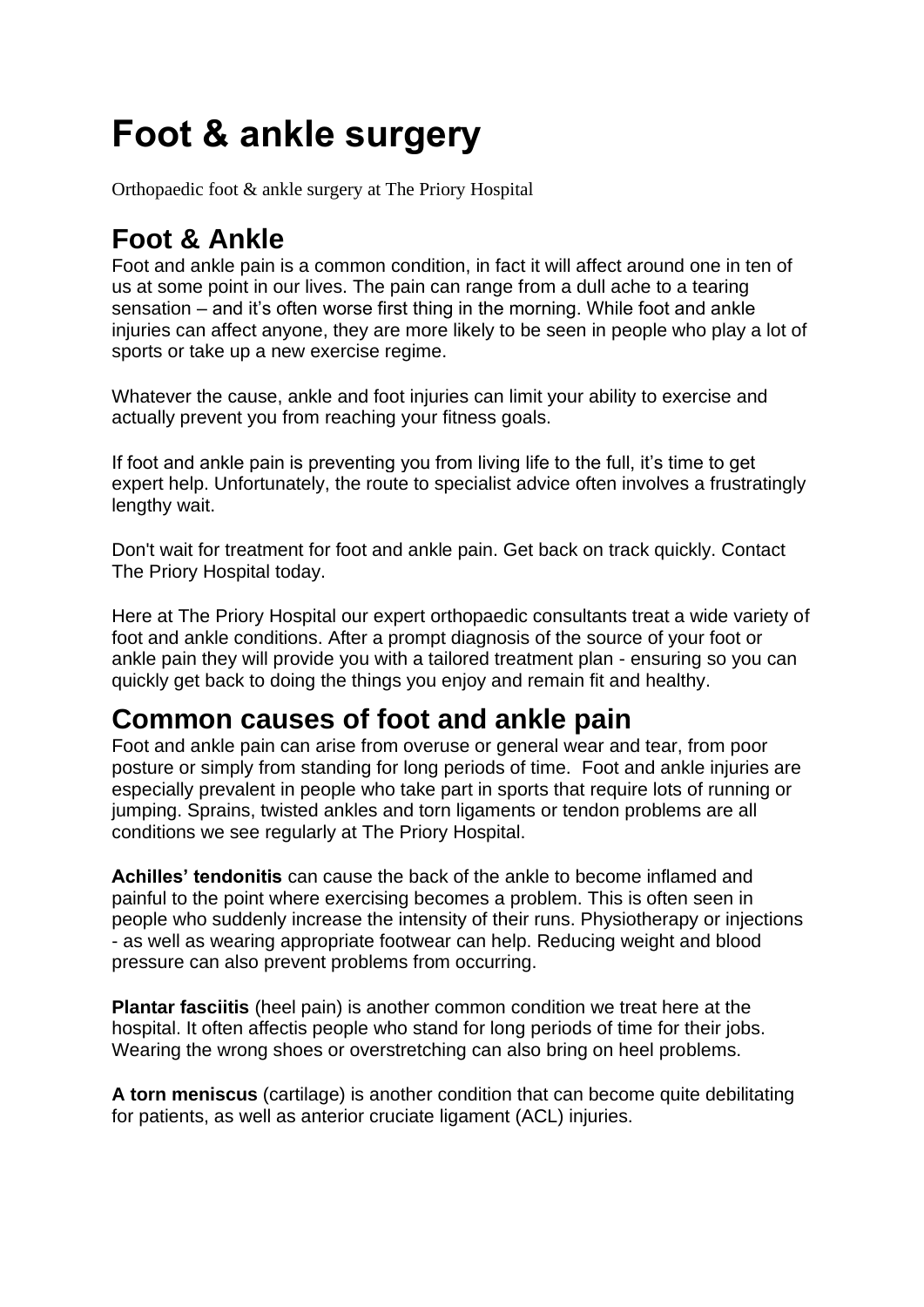# Foot & ankle surgery

Orthopaedic foot & ankle surgery at The Priory Hospital

## Foot & Ankle

Foot and ankle pain is a common condition, in fact it will affect around one in ten of us at some point in our lives. The pain can range from a dull ache to a tearing sensation – and it's often worse first thing in the morning. While foot and ankle injuries can affect anyone, they are more likely to be seen in people who play a lot of sports or take up a new exercise regime.

Whatever the cause, ankle and foot injuries can limit your ability to exercise and actually prevent you from reaching your fitness goals.

If foot and ankle pain is preventing you from living life to the full, it's time to get expert help. Unfortunately, the route to specialist advice often involves a frustratingly lengthy wait.

Don't wait for treatment for foot and ankle pain. Get back on track quickly. Contact The Priory Hospital today.

Here at The Priory Hospital our expert orthopaedic consultants treat a wide variety of foot and ankle conditions. After a prompt diagnosis of the source of your foot or ankle pain they will provide you with a tailored treatment plan - ensuring so you can quickly get back to doing the things you enjoy and remain fit and healthy.

## Common causes of foot and ankle pain

Foot and ankle pain can arise from overuse or general wear and tear, from poor posture or simply from standing for long periods of time. Foot and ankle injuries are especially prevalent in people who take part in sports that require lots of running or jumping. Sprains, twisted ankles and torn ligaments or tendon problems are all conditions we see regularly at The Priory Hospital.

**Achilles' tendonitis** can cause the back of the ankle to become inflamed and painful to the point where exercising becomes a problem. This is often seen in people who suddenly increase the intensity of their runs. Physiotherapy or injections - as well as wearing appropriate footwear can help. Reducing weight and blood pressure can also prevent problems from occurring.

**Plantar fasciitis** (heel pain) is another common condition we treat here at the hospital. It often affectis people who stand for long periods of time for their jobs. Wearing the wrong shoes or overstretching can also bring on heel problems.

**A torn meniscus** (cartilage) is another condition that can become quite debilitating for patients, as well as anterior cruciate ligament (ACL) injuries.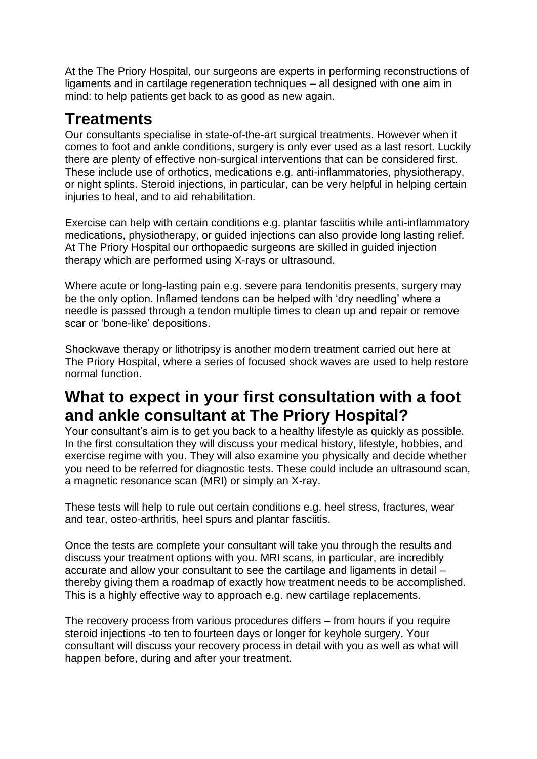At the The Priory Hospital, our surgeons are experts in performing reconstructions of ligaments and in cartilage regeneration techniques – all designed with one aim in mind: to help patients get back to as good as new again.

## Treatments

Our consultants specialise in state-of-the-art surgical treatments. However when it comes to foot and ankle conditions, surgery is only ever used as a last resort. Luckily there are plenty of effective non-surgical interventions that can be considered first. These include use of orthotics, medications e.g. anti-inflammatories, physiotherapy, or night splints. Steroid injections, in particular, can be very helpful in helping certain injuries to heal, and to aid rehabilitation.

Exercise can help with certain conditions e.g. plantar fasciitis while anti-inflammatory medications, physiotherapy, or guided injections can also provide long lasting relief. At The Priory Hospital our orthopaedic surgeons are skilled in guided injection therapy which are performed using X-rays or ultrasound.

Where acute or long-lasting pain e.g. severe para tendonitis presents, surgery may be the only option. Inflamed tendons can be helped with 'dry needling' where a needle is passed through a tendon multiple times to clean up and repair or remove scar or 'bone-like' depositions.

Shockwave therapy or lithotripsy is another modern treatment carried out here at The Priory Hospital, where a series of focused shock waves are used to help restore normal function.

## What to expect in your first consultation with a foot and ankle consultant at The Priory Hospital?

Your consultant's aim is to get you back to a healthy lifestyle as quickly as possible. In the first consultation they will discuss your medical history, lifestyle, hobbies, and exercise regime with you. They will also examine you physically and decide whether you need to be referred for diagnostic tests. These could include an ultrasound scan, a magnetic resonance scan (MRI) or simply an X-ray.

These tests will help to rule out certain conditions e.g. heel stress, fractures, wear and tear, osteo-arthritis, heel spurs and plantar fasciitis.

Once the tests are complete your consultant will take you through the results and discuss your treatment options with you. MRI scans, in particular, are incredibly accurate and allow your consultant to see the cartilage and ligaments in detail – thereby giving them a roadmap of exactly how treatment needs to be accomplished. This is a highly effective way to approach e.g. new cartilage replacements.

The recovery process from various procedures differs – from hours if you require steroid injections -to ten to fourteen days or longer for keyhole surgery. Your consultant will discuss your recovery process in detail with you as well as what will happen before, during and after your treatment.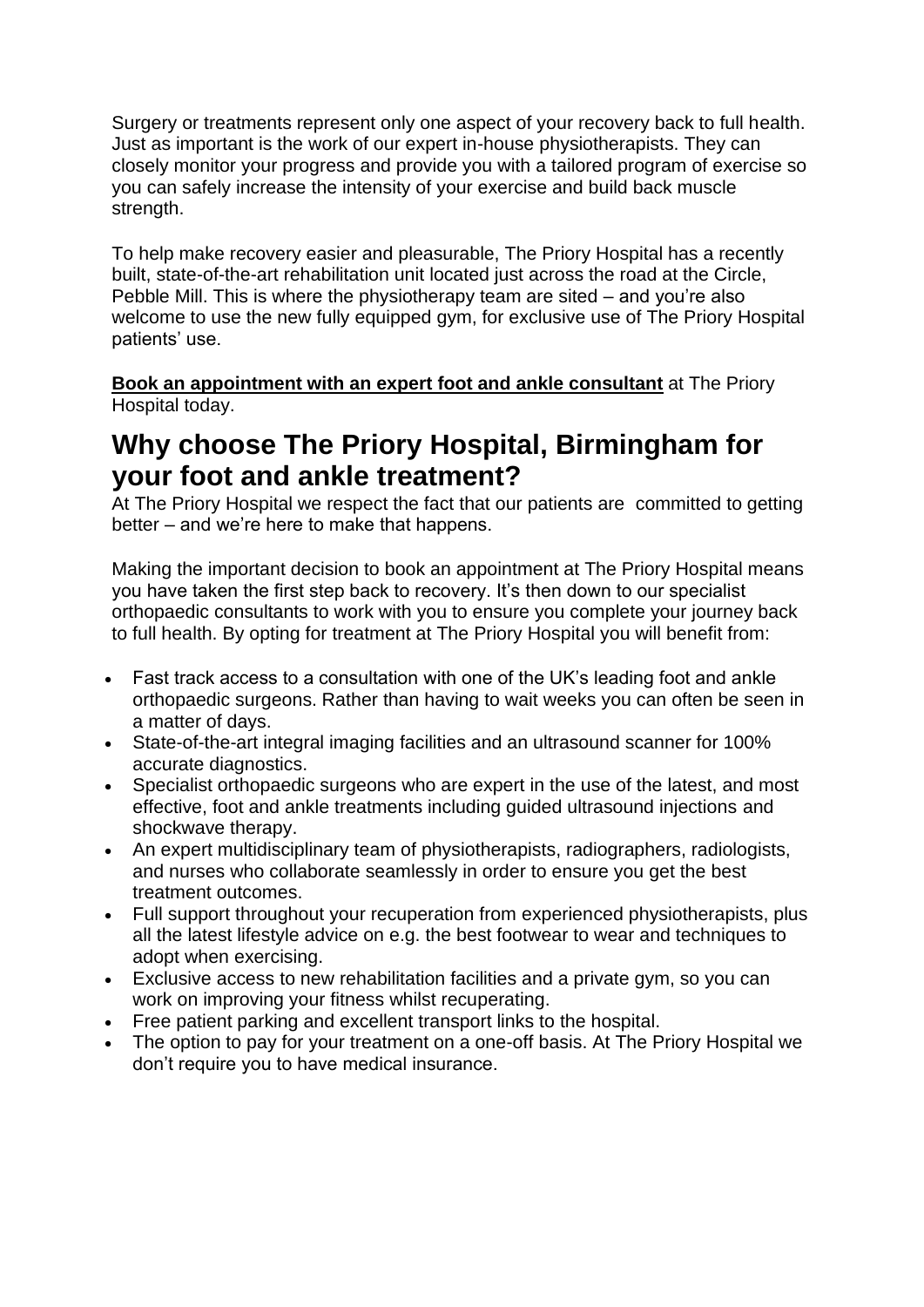Surgery or treatments represent only one aspect of your recovery back to full health. Just as important is the work of our expert in-house physiotherapists. They can closely monitor your progress and provide you with a tailored program of exercise so you can safely increase the intensity of your exercise and build back muscle strength.

To help make recovery easier and pleasurable, The Priory Hospital has a recently built, state-of-the-art rehabilitation unit located just across the road at the Circle, Pebble Mill. This is where the physiotherapy team are sited – and you're also welcome to use the new fully equipped gym, for exclusive use of The Priory Hospital patients' use.

**Book an appointment with an expert foot and ankle consultant** at The Priory Hospital today.

## Why choose The Priory Hospital, Birmingham for your foot and ankle treatment?

At The Priory Hospital we respect the fact that our patients are committed to getting better – and we're here to make that happens.

Making the important decision to book an appointment at The Priory Hospital means you have taken the first step back to recovery. It's then down to our specialist orthopaedic consultants to work with you to ensure you complete your journey back to full health. By opting for treatment at The Priory Hospital you will benefit from:

- Fast track access to a consultation with one of the UK's leading foot and ankle orthopaedic surgeons. Rather than having to wait weeks you can often be seen in a matter of days.
- State-of-the-art integral imaging facilities and an ultrasound scanner for 100% accurate diagnostics.
- Specialist orthopaedic surgeons who are expert in the use of the latest, and most effective, foot and ankle treatments including guided ultrasound injections and shockwave therapy.
- An expert multidisciplinary team of physiotherapists, radiographers, radiologists, and nurses who collaborate seamlessly in order to ensure you get the best treatment outcomes.
- Full support throughout your recuperation from experienced physiotherapists, plus all the latest lifestyle advice on e.g. the best footwear to wear and techniques to adopt when exercising.
- Exclusive access to new rehabilitation facilities and a private gym, so you can work on improving your fitness whilst recuperating.
- Free patient parking and excellent transport links to the hospital.
- The option to pay for your treatment on a one-off basis. At The Priory Hospital we don't require you to have medical insurance.